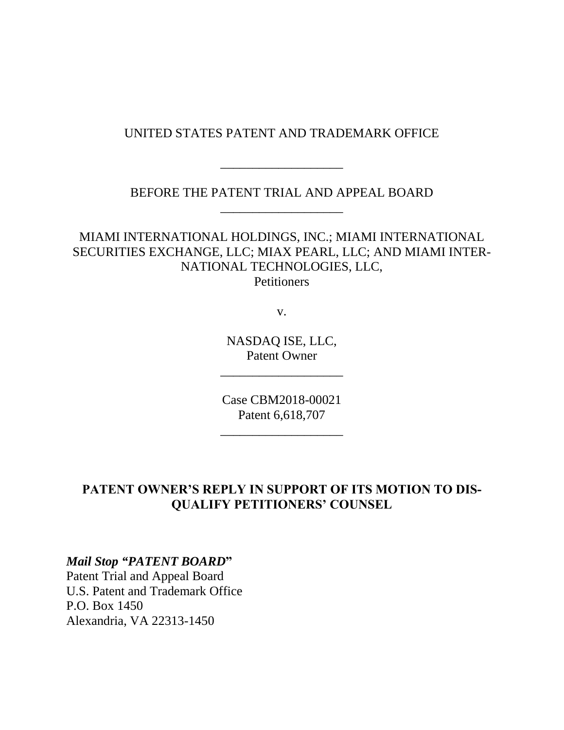UNITED STATES PATENT AND TRADEMARK OFFICE

___________________

BEFORE THE PATENT TRIAL AND APPEAL BOARD

___________________

MIAMI INTERNATIONAL HOLDINGS, INC.; MIAMI INTERNATIONAL SECURITIES EXCHANGE, LLC; MIAX PEARL, LLC; AND MIAMI INTERNATIONAL TECHNOLOGIES, LLC,
Petitioners

v.

NASDAQ ISE, LLC,
Patent Owner

___________________

Case CBM2018-00021
Patent 6,618,707

___________________

**PATENT OWNER'S REPLY IN SUPPORT OF ITS MOTION TO DISQUALIFY PETITIONERS' COUNSEL**

***Mail Stop "PATENT BOARD"***
Patent Trial and Appeal Board
U.S. Patent and Trademark Office
P.O. Box 1450
Alexandria, VA 22313-1450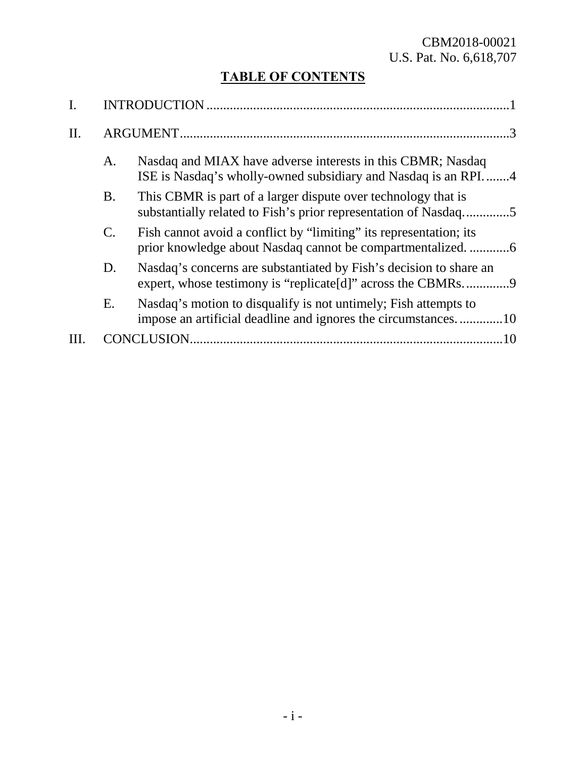CBM2018-00021
U.S. Pat. No. 6,618,707

# TABLE OF CONTENTS

I. INTRODUCTION .......................................................................................... 1

II. ARGUMENT ................................................................................................. 3

- A. Nasdaq and MIAX have adverse interests in this CBMR; Nasdaq ISE is Nasdaq's wholly-owned subsidiary and Nasdaq is an RPI. ....... 4
- B. This CBMR is part of a larger dispute over technology that is substantially related to Fish's prior representation of Nasdaq. ............. 5
- C. Fish cannot avoid a conflict by "limiting" its representation; its prior knowledge about Nasdaq cannot be compartmentalized. ............ 6
- D. Nasdaq's concerns are substantiated by Fish's decision to share an expert, whose testimony is "replicate[d]" across the CBMRs. ............. 9
- E. Nasdaq's motion to disqualify is not untimely; Fish attempts to impose an artificial deadline and ignores the circumstances. ............. 10

III. CONCLUSION .............................................................................................. 10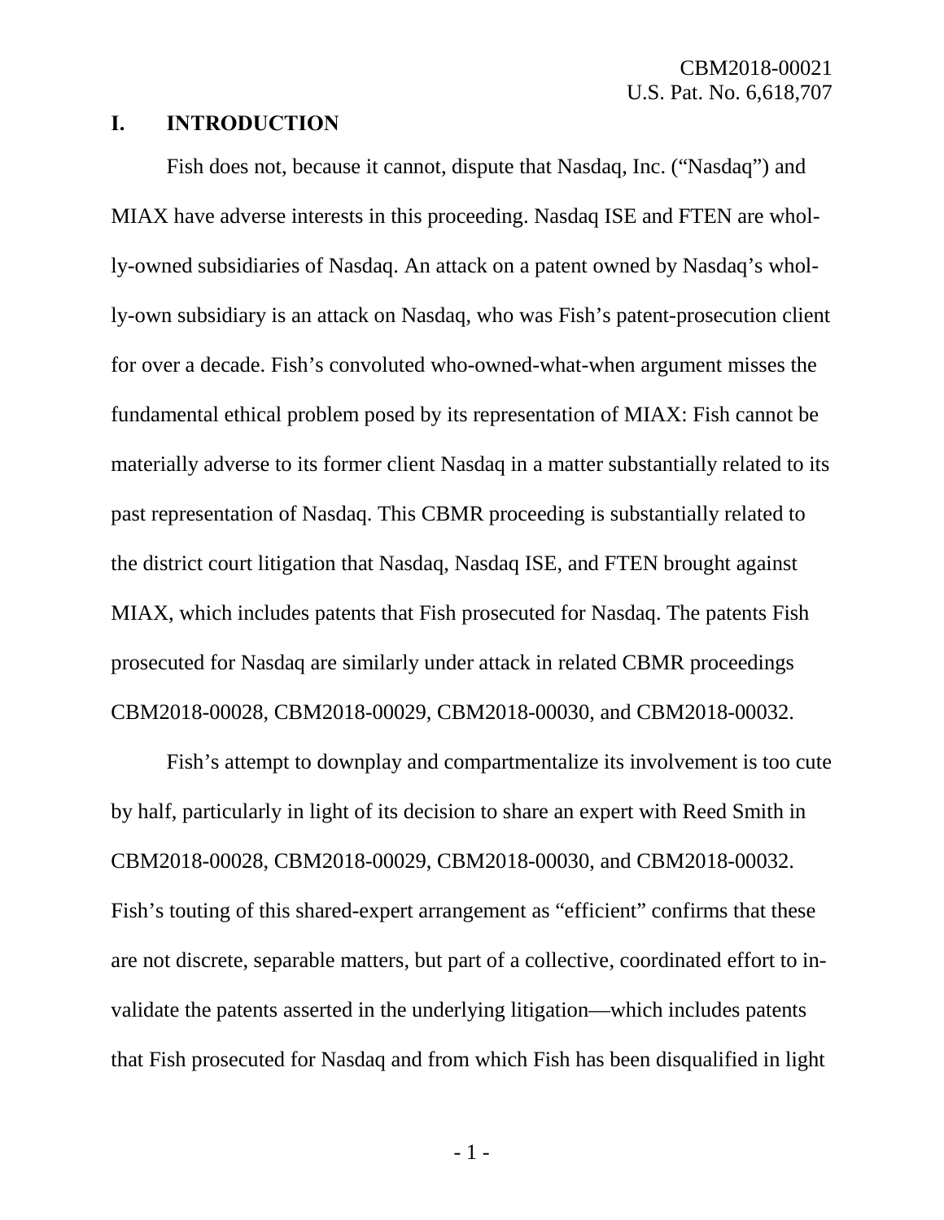## I. INTRODUCTION

Fish does not, because it cannot, dispute that Nasdaq, Inc. ("Nasdaq") and MIAX have adverse interests in this proceeding. Nasdaq ISE and FTEN are wholly-owned subsidiaries of Nasdaq. An attack on a patent owned by Nasdaq's wholly-own subsidiary is an attack on Nasdaq, who was Fish's patent-prosecution client for over a decade. Fish's convoluted who-owned-what-when argument misses the fundamental ethical problem posed by its representation of MIAX: Fish cannot be materially adverse to its former client Nasdaq in a matter substantially related to its past representation of Nasdaq. This CBMR proceeding is substantially related to the district court litigation that Nasdaq, Nasdaq ISE, and FTEN brought against MIAX, which includes patents that Fish prosecuted for Nasdaq. The patents Fish prosecuted for Nasdaq are similarly under attack in related CBMR proceedings CBM2018-00028, CBM2018-00029, CBM2018-00030, and CBM2018-00032.

Fish's attempt to downplay and compartmentalize its involvement is too cute by half, particularly in light of its decision to share an expert with Reed Smith in CBM2018-00028, CBM2018-00029, CBM2018-00030, and CBM2018-00032. Fish's touting of this shared-expert arrangement as "efficient" confirms that these are not discrete, separable matters, but part of a collective, coordinated effort to invalidate the patents asserted in the underlying litigation—which includes patents that Fish prosecuted for Nasdaq and from which Fish has been disqualified in light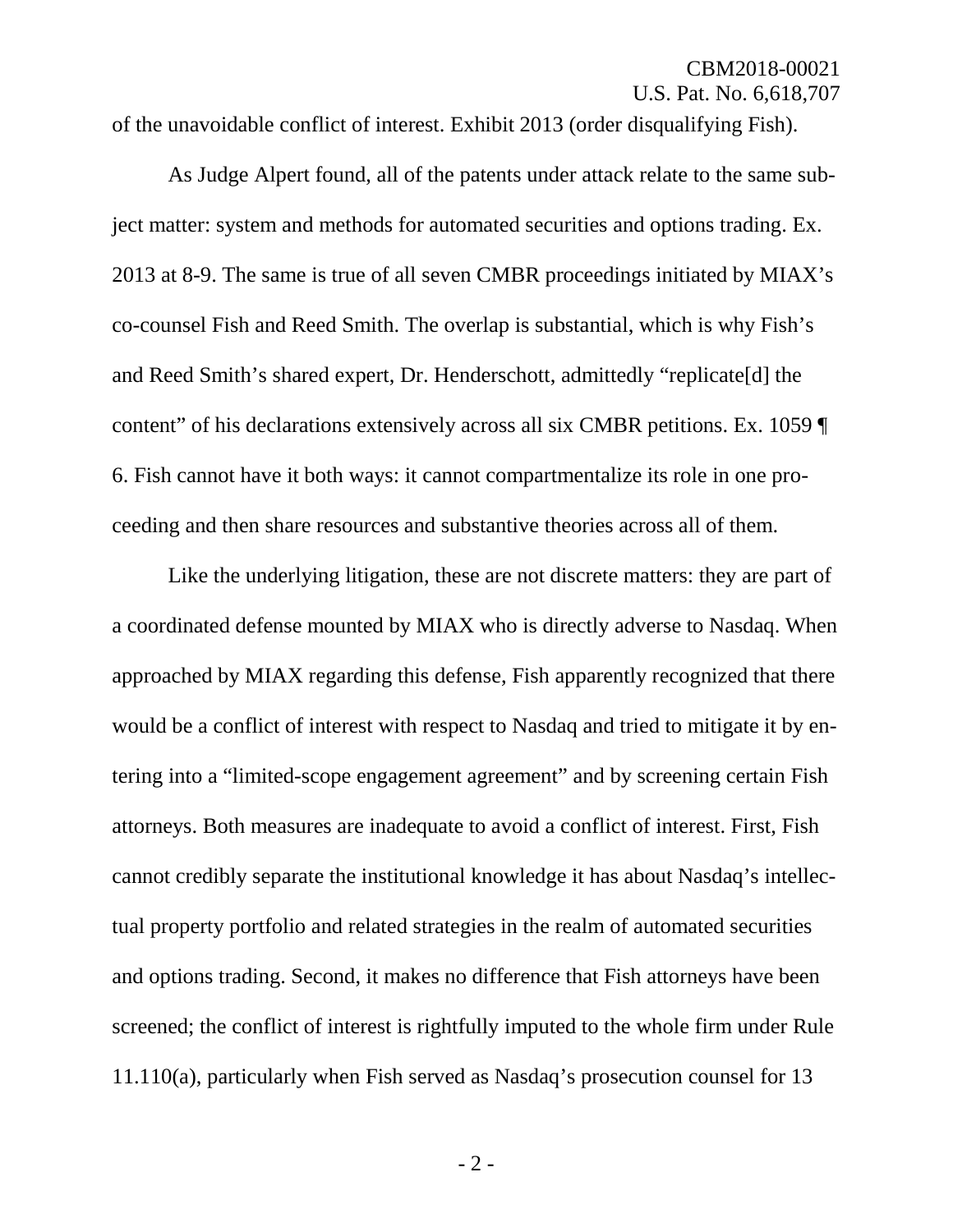of the unavoidable conflict of interest. Exhibit 2013 (order disqualifying Fish).

As Judge Alpert found, all of the patents under attack relate to the same subject matter: system and methods for automated securities and options trading. Ex. 2013 at 8-9. The same is true of all seven CMBR proceedings initiated by MIAX's co-counsel Fish and Reed Smith. The overlap is substantial, which is why Fish's and Reed Smith's shared expert, Dr. Henderschott, admittedly "replicate[d] the content" of his declarations extensively across all six CMBR petitions. Ex. 1059 ¶ 6. Fish cannot have it both ways: it cannot compartmentalize its role in one proceeding and then share resources and substantive theories across all of them.

Like the underlying litigation, these are not discrete matters: they are part of a coordinated defense mounted by MIAX who is directly adverse to Nasdaq. When approached by MIAX regarding this defense, Fish apparently recognized that there would be a conflict of interest with respect to Nasdaq and tried to mitigate it by entering into a "limited-scope engagement agreement" and by screening certain Fish attorneys. Both measures are inadequate to avoid a conflict of interest. First, Fish cannot credibly separate the institutional knowledge it has about Nasdaq's intellectual property portfolio and related strategies in the realm of automated securities and options trading. Second, it makes no difference that Fish attorneys have been screened; the conflict of interest is rightfully imputed to the whole firm under Rule 11.110(a), particularly when Fish served as Nasdaq's prosecution counsel for 13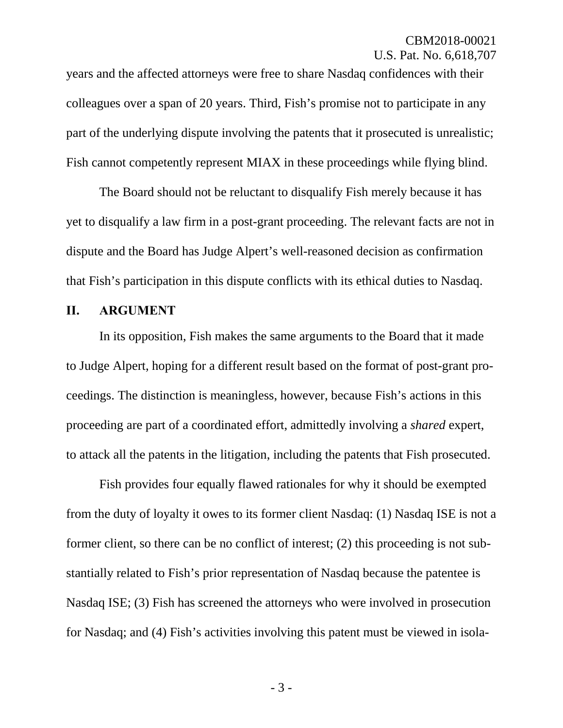years and the affected attorneys were free to share Nasdaq confidences with their colleagues over a span of 20 years. Third, Fish's promise not to participate in any part of the underlying dispute involving the patents that it prosecuted is unrealistic; Fish cannot competently represent MIAX in these proceedings while flying blind.

The Board should not be reluctant to disqualify Fish merely because it has yet to disqualify a law firm in a post-grant proceeding. The relevant facts are not in dispute and the Board has Judge Alpert's well-reasoned decision as confirmation that Fish's participation in this dispute conflicts with its ethical duties to Nasdaq.

## II. ARGUMENT

In its opposition, Fish makes the same arguments to the Board that it made to Judge Alpert, hoping for a different result based on the format of post-grant proceedings. The distinction is meaningless, however, because Fish's actions in this proceeding are part of a coordinated effort, admittedly involving a *shared* expert, to attack all the patents in the litigation, including the patents that Fish prosecuted.

Fish provides four equally flawed rationales for why it should be exempted from the duty of loyalty it owes to its former client Nasdaq: (1) Nasdaq ISE is not a former client, so there can be no conflict of interest; (2) this proceeding is not substantially related to Fish's prior representation of Nasdaq because the patentee is Nasdaq ISE; (3) Fish has screened the attorneys who were involved in prosecution for Nasdaq; and (4) Fish's activities involving this patent must be viewed in isola-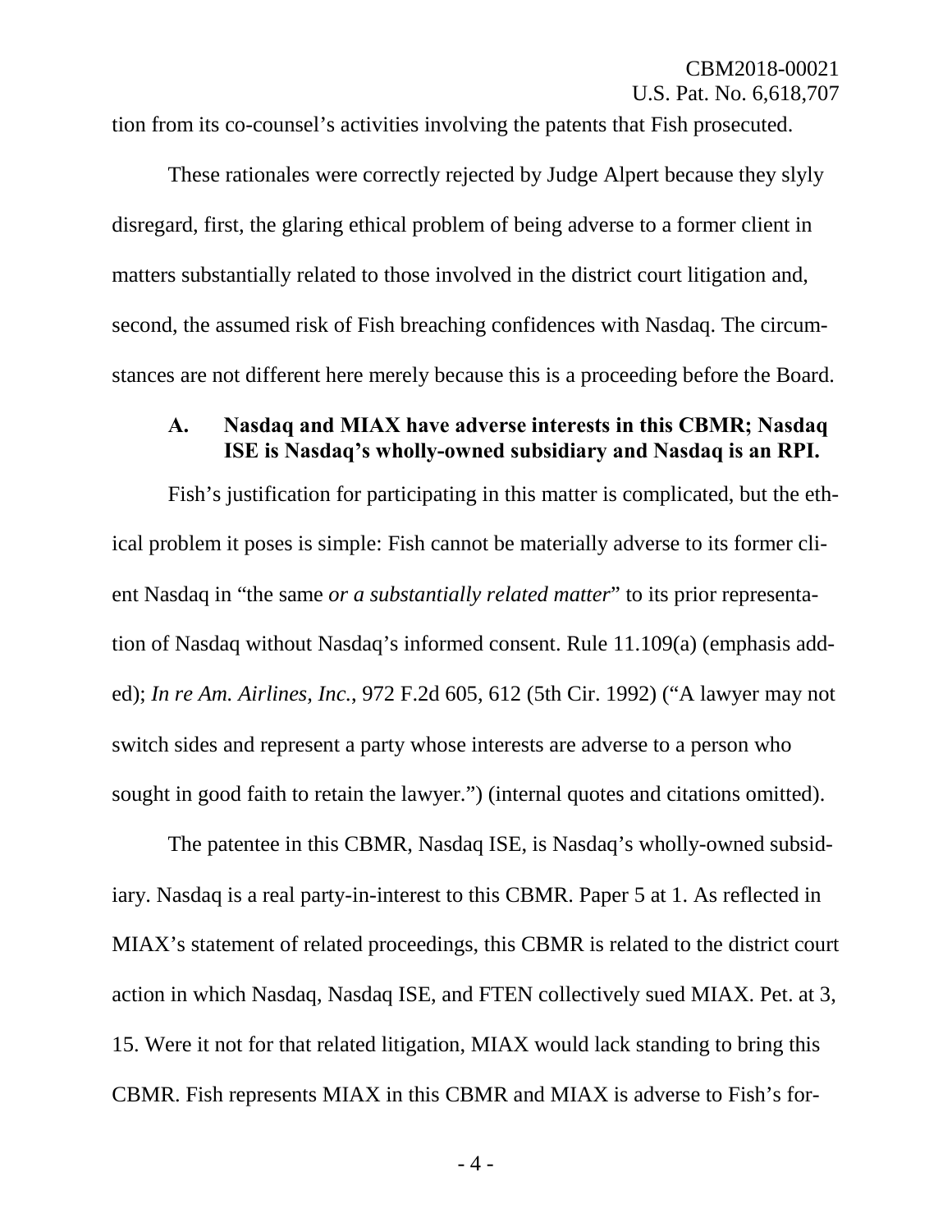tion from its co-counsel's activities involving the patents that Fish prosecuted.

These rationales were correctly rejected by Judge Alpert because they slyly disregard, first, the glaring ethical problem of being adverse to a former client in matters substantially related to those involved in the district court litigation and, second, the assumed risk of Fish breaching confidences with Nasdaq. The circumstances are not different here merely because this is a proceeding before the Board.

### A. Nasdaq and MIAX have adverse interests in this CBMR; Nasdaq ISE is Nasdaq's wholly-owned subsidiary and Nasdaq is an RPI.

Fish's justification for participating in this matter is complicated, but the ethical problem it poses is simple: Fish cannot be materially adverse to its former client Nasdaq in "the same *or a substantially related matter*" to its prior representation of Nasdaq without Nasdaq's informed consent. Rule 11.109(a) (emphasis added); *In re Am. Airlines, Inc.*, 972 F.2d 605, 612 (5th Cir. 1992) ("A lawyer may not switch sides and represent a party whose interests are adverse to a person who sought in good faith to retain the lawyer.") (internal quotes and citations omitted).

The patentee in this CBMR, Nasdaq ISE, is Nasdaq's wholly-owned subsidiary. Nasdaq is a real party-in-interest to this CBMR. Paper 5 at 1. As reflected in MIAX's statement of related proceedings, this CBMR is related to the district court action in which Nasdaq, Nasdaq ISE, and FTEN collectively sued MIAX. Pet. at 3, 15. Were it not for that related litigation, MIAX would lack standing to bring this CBMR. Fish represents MIAX in this CBMR and MIAX is adverse to Fish's for-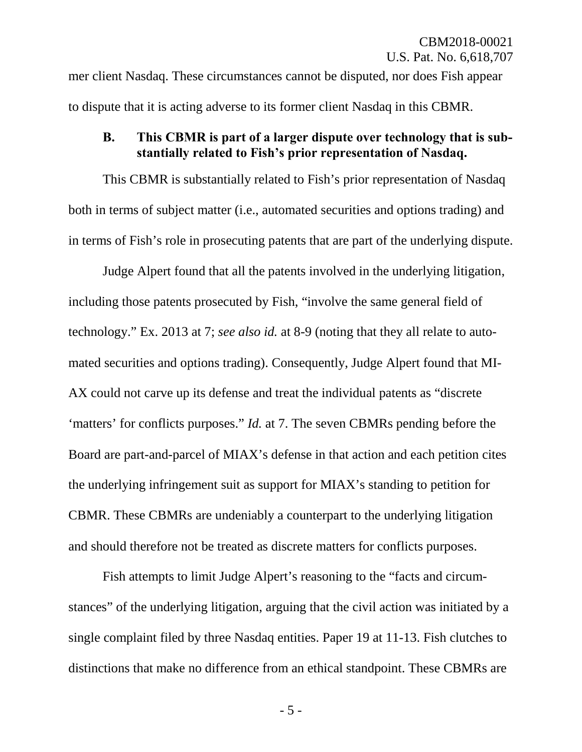mer client Nasdaq. These circumstances cannot be disputed, nor does Fish appear to dispute that it is acting adverse to its former client Nasdaq in this CBMR.

### B. This CBMR is part of a larger dispute over technology that is substantially related to Fish's prior representation of Nasdaq.

This CBMR is substantially related to Fish's prior representation of Nasdaq both in terms of subject matter (i.e., automated securities and options trading) and in terms of Fish's role in prosecuting patents that are part of the underlying dispute.

Judge Alpert found that all the patents involved in the underlying litigation, including those patents prosecuted by Fish, "involve the same general field of technology." Ex. 2013 at 7; *see also id.* at 8-9 (noting that they all relate to automated securities and options trading). Consequently, Judge Alpert found that MIAX could not carve up its defense and treat the individual patents as "discrete 'matters' for conflicts purposes." *Id.* at 7. The seven CBMRs pending before the Board are part-and-parcel of MIAX's defense in that action and each petition cites the underlying infringement suit as support for MIAX's standing to petition for CBMR. These CBMRs are undeniably a counterpart to the underlying litigation and should therefore not be treated as discrete matters for conflicts purposes.

Fish attempts to limit Judge Alpert's reasoning to the "facts and circumstances" of the underlying litigation, arguing that the civil action was initiated by a single complaint filed by three Nasdaq entities. Paper 19 at 11-13. Fish clutches to distinctions that make no difference from an ethical standpoint. These CBMRs are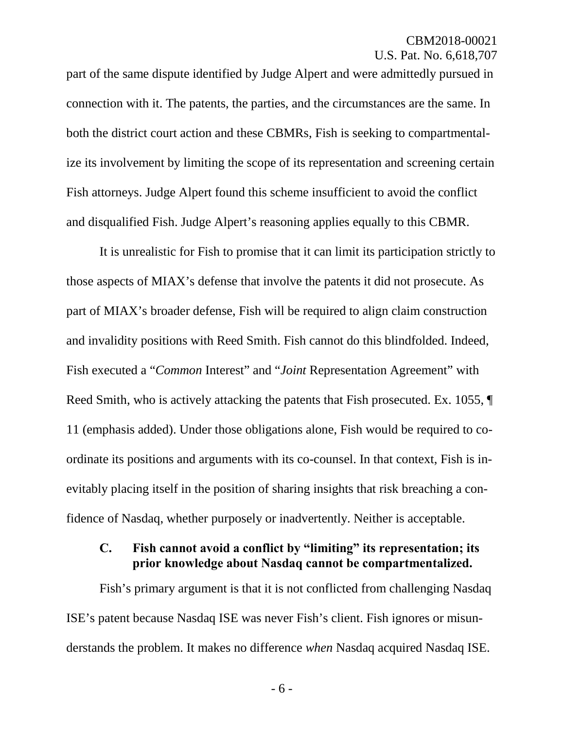part of the same dispute identified by Judge Alpert and were admittedly pursued in connection with it. The patents, the parties, and the circumstances are the same. In both the district court action and these CBMRs, Fish is seeking to compartmentalize its involvement by limiting the scope of its representation and screening certain Fish attorneys. Judge Alpert found this scheme insufficient to avoid the conflict and disqualified Fish. Judge Alpert's reasoning applies equally to this CBMR.

It is unrealistic for Fish to promise that it can limit its participation strictly to those aspects of MIAX's defense that involve the patents it did not prosecute. As part of MIAX's broader defense, Fish will be required to align claim construction and invalidity positions with Reed Smith. Fish cannot do this blindfolded. Indeed, Fish executed a "*Common* Interest" and "*Joint* Representation Agreement" with Reed Smith, who is actively attacking the patents that Fish prosecuted. Ex. 1055, ¶ 11 (emphasis added). Under those obligations alone, Fish would be required to coordinate its positions and arguments with its co-counsel. In that context, Fish is inevitably placing itself in the position of sharing insights that risk breaching a confidence of Nasdaq, whether purposely or inadvertently. Neither is acceptable.

### C. Fish cannot avoid a conflict by "limiting" its representation; its prior knowledge about Nasdaq cannot be compartmentalized.

Fish's primary argument is that it is not conflicted from challenging Nasdaq ISE's patent because Nasdaq ISE was never Fish's client. Fish ignores or misunderstands the problem. It makes no difference *when* Nasdaq acquired Nasdaq ISE.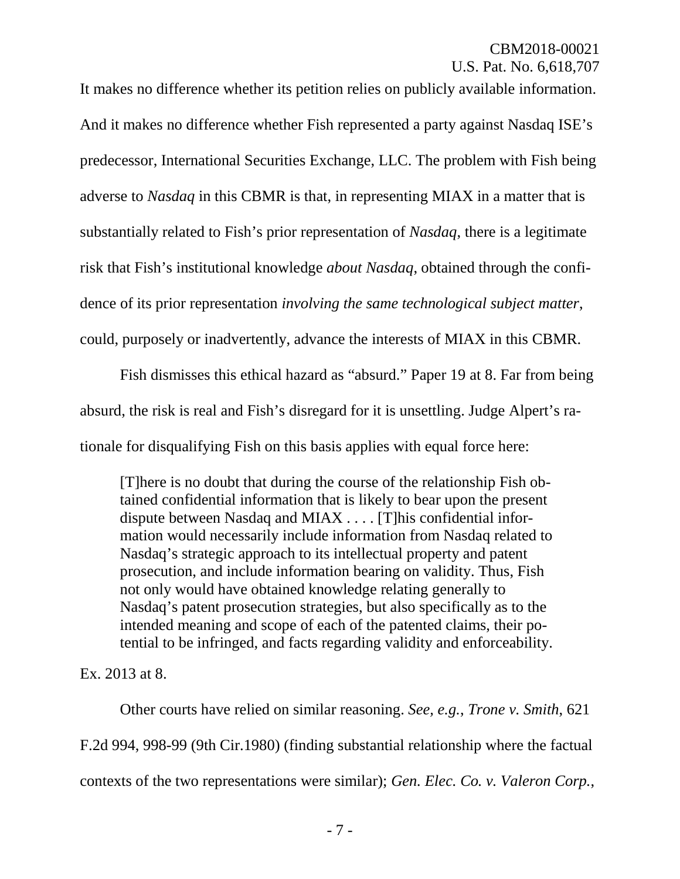It makes no difference whether its petition relies on publicly available information. And it makes no difference whether Fish represented a party against Nasdaq ISE's predecessor, International Securities Exchange, LLC. The problem with Fish being adverse to *Nasdaq* in this CBMR is that, in representing MIAX in a matter that is substantially related to Fish's prior representation of *Nasdaq*, there is a legitimate risk that Fish's institutional knowledge *about Nasdaq*, obtained through the confidence of its prior representation *involving the same technological subject matter*, could, purposely or inadvertently, advance the interests of MIAX in this CBMR.

Fish dismisses this ethical hazard as "absurd." Paper 19 at 8. Far from being absurd, the risk is real and Fish's disregard for it is unsettling. Judge Alpert's rationale for disqualifying Fish on this basis applies with equal force here:

> [T]here is no doubt that during the course of the relationship Fish obtained confidential information that is likely to bear upon the present dispute between Nasdaq and MIAX . . . . [T]his confidential information would necessarily include information from Nasdaq related to Nasdaq's strategic approach to its intellectual property and patent prosecution, and include information bearing on validity. Thus, Fish not only would have obtained knowledge relating generally to Nasdaq's patent prosecution strategies, but also specifically as to the intended meaning and scope of each of the patented claims, their potential to be infringed, and facts regarding validity and enforceability.

Ex. 2013 at 8.

Other courts have relied on similar reasoning. *See, e.g.*, *Trone v. Smith*, 621 F.2d 994, 998-99 (9th Cir.1980) (finding substantial relationship where the factual contexts of the two representations were similar); *Gen. Elec. Co. v. Valeron Corp.*,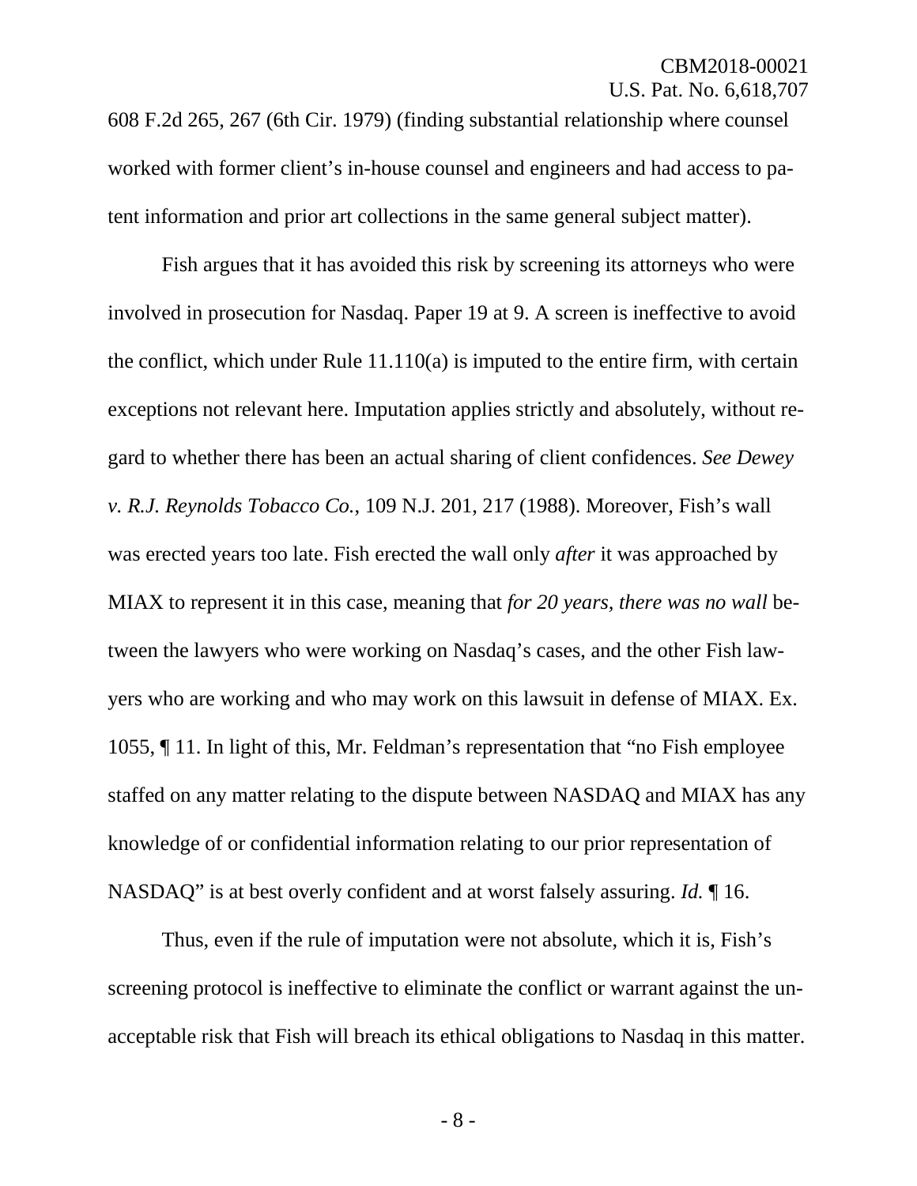608 F.2d 265, 267 (6th Cir. 1979) (finding substantial relationship where counsel worked with former client's in-house counsel and engineers and had access to patent information and prior art collections in the same general subject matter).

Fish argues that it has avoided this risk by screening its attorneys who were involved in prosecution for Nasdaq. Paper 19 at 9. A screen is ineffective to avoid the conflict, which under Rule 11.110(a) is imputed to the entire firm, with certain exceptions not relevant here. Imputation applies strictly and absolutely, without regard to whether there has been an actual sharing of client confidences. *See Dewey v. R.J. Reynolds Tobacco Co.*, 109 N.J. 201, 217 (1988). Moreover, Fish's wall was erected years too late. Fish erected the wall only *after* it was approached by MIAX to represent it in this case, meaning that *for 20 years, there was no wall* between the lawyers who were working on Nasdaq's cases, and the other Fish lawyers who are working and who may work on this lawsuit in defense of MIAX. Ex. 1055, ¶ 11. In light of this, Mr. Feldman's representation that "no Fish employee staffed on any matter relating to the dispute between NASDAQ and MIAX has any knowledge of or confidential information relating to our prior representation of NASDAQ" is at best overly confident and at worst falsely assuring. *Id.* ¶ 16.

Thus, even if the rule of imputation were not absolute, which it is, Fish's screening protocol is ineffective to eliminate the conflict or warrant against the unacceptable risk that Fish will breach its ethical obligations to Nasdaq in this matter.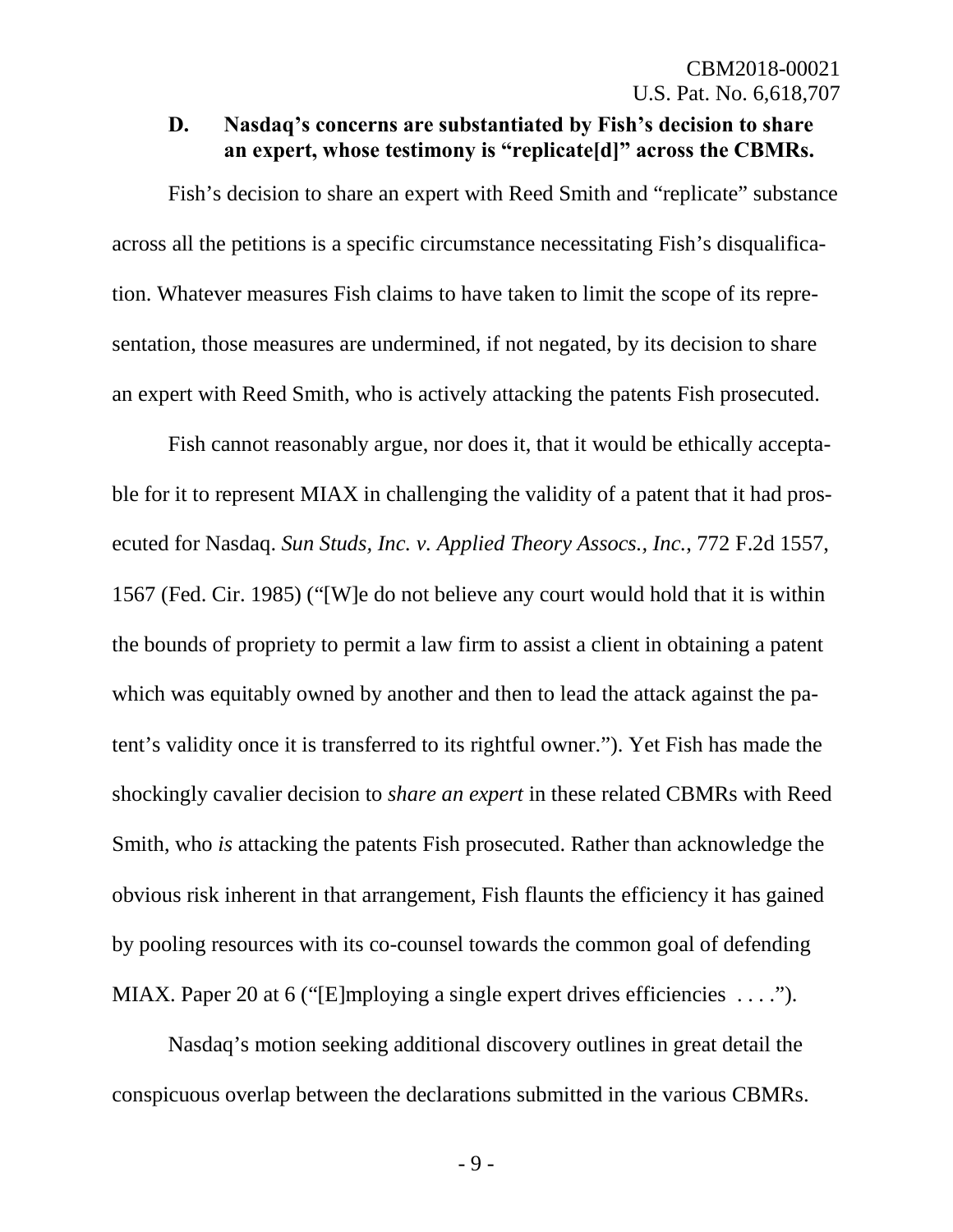### D. Nasdaq's concerns are substantiated by Fish's decision to share an expert, whose testimony is "replicate[d]" across the CBMRs.

Fish's decision to share an expert with Reed Smith and "replicate" substance across all the petitions is a specific circumstance necessitating Fish's disqualification. Whatever measures Fish claims to have taken to limit the scope of its representation, those measures are undermined, if not negated, by its decision to share an expert with Reed Smith, who is actively attacking the patents Fish prosecuted.

Fish cannot reasonably argue, nor does it, that it would be ethically acceptable for it to represent MIAX in challenging the validity of a patent that it had prosecuted for Nasdaq. *Sun Studs, Inc. v. Applied Theory Assocs., Inc.*, 772 F.2d 1557, 1567 (Fed. Cir. 1985) ("[W]e do not believe any court would hold that it is within the bounds of propriety to permit a law firm to assist a client in obtaining a patent which was equitably owned by another and then to lead the attack against the patent's validity once it is transferred to its rightful owner."). Yet Fish has made the shockingly cavalier decision to *share an expert* in these related CBMRs with Reed Smith, who *is* attacking the patents Fish prosecuted. Rather than acknowledge the obvious risk inherent in that arrangement, Fish flaunts the efficiency it has gained by pooling resources with its co-counsel towards the common goal of defending MIAX. Paper 20 at 6 ("[E]mploying a single expert drives efficiencies . . . .").

Nasdaq's motion seeking additional discovery outlines in great detail the conspicuous overlap between the declarations submitted in the various CBMRs.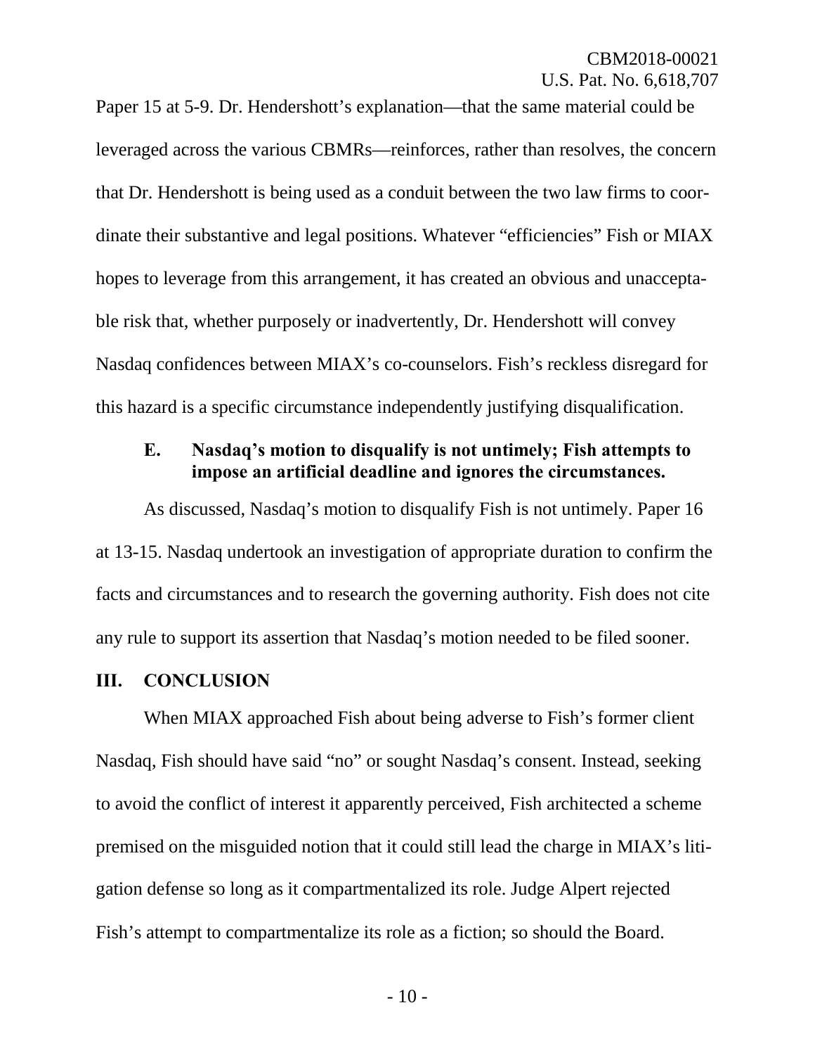Paper 15 at 5-9. Dr. Hendershott's explanation—that the same material could be leveraged across the various CBMRs—reinforces, rather than resolves, the concern that Dr. Hendershott is being used as a conduit between the two law firms to coordinate their substantive and legal positions. Whatever "efficiencies" Fish or MIAX hopes to leverage from this arrangement, it has created an obvious and unacceptable risk that, whether purposely or inadvertently, Dr. Hendershott will convey Nasdaq confidences between MIAX's co-counselors. Fish's reckless disregard for this hazard is a specific circumstance independently justifying disqualification.

### E. Nasdaq's motion to disqualify is not untimely; Fish attempts to impose an artificial deadline and ignores the circumstances.

As discussed, Nasdaq's motion to disqualify Fish is not untimely. Paper 16 at 13-15. Nasdaq undertook an investigation of appropriate duration to confirm the facts and circumstances and to research the governing authority. Fish does not cite any rule to support its assertion that Nasdaq's motion needed to be filed sooner.

## III. CONCLUSION

When MIAX approached Fish about being adverse to Fish's former client Nasdaq, Fish should have said "no" or sought Nasdaq's consent. Instead, seeking to avoid the conflict of interest it apparently perceived, Fish architected a scheme premised on the misguided notion that it could still lead the charge in MIAX's litigation defense so long as it compartmentalized its role. Judge Alpert rejected Fish's attempt to compartmentalize its role as a fiction; so should the Board.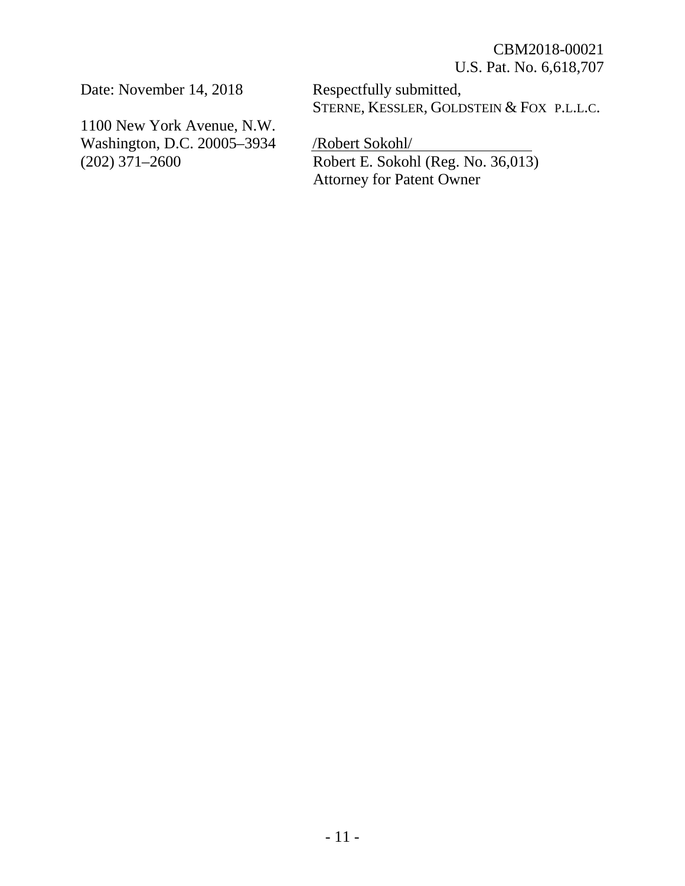Date: November 14, 2018

1100 New York Avenue, N.W.
Washington, D.C. 20005–3934
(202) 371–2600

Respectfully submitted,
STERNE, KESSLER, GOLDSTEIN & FOX P.L.L.C.

/Robert Sokohl/
Robert E. Sokohl (Reg. No. 36,013)
Attorney for Patent Owner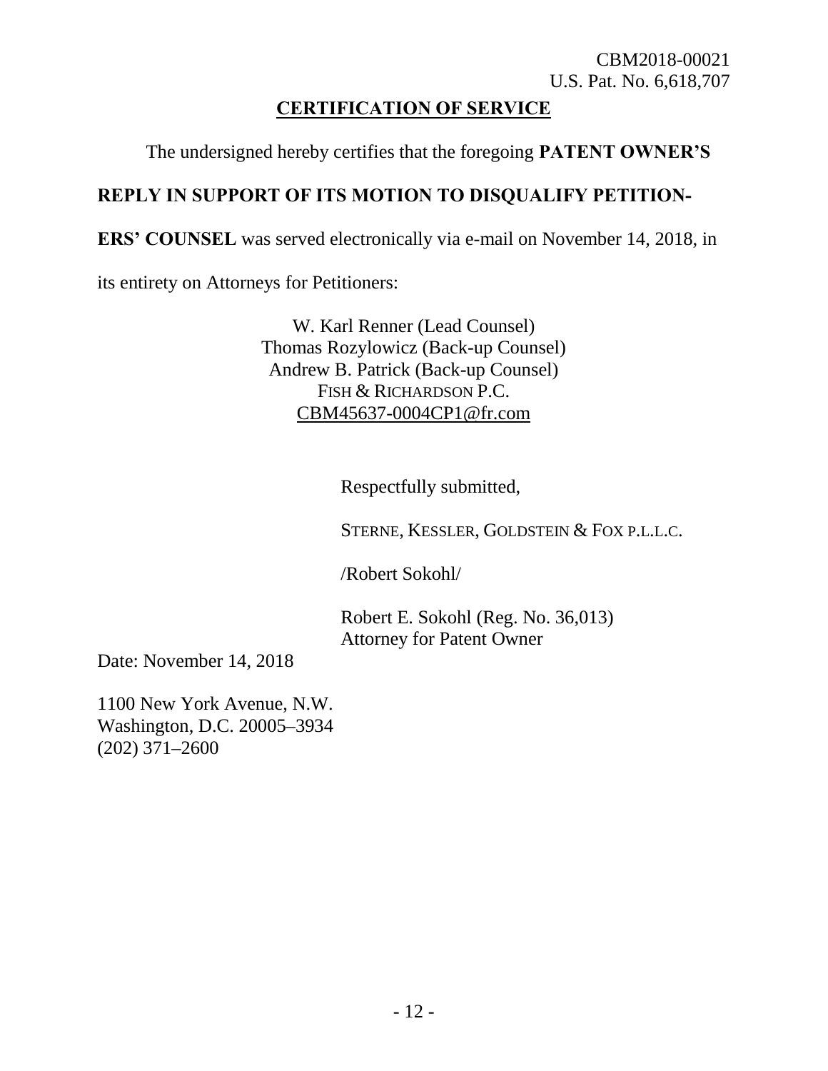CBM2018-00021
U.S. Pat. No. 6,618,707

## CERTIFICATION OF SERVICE

The undersigned hereby certifies that the foregoing **PATENT OWNER'S REPLY IN SUPPORT OF ITS MOTION TO DISQUALIFY PETITION-ERS' COUNSEL** was served electronically via e-mail on November 14, 2018, in its entirety on Attorneys for Petitioners:

W. Karl Renner (Lead Counsel)
Thomas Rozylowicz (Back-up Counsel)
Andrew B. Patrick (Back-up Counsel)
FISH & RICHARDSON P.C.
CBM45637-0004CP1@fr.com

Respectfully submitted,

STERNE, KESSLER, GOLDSTEIN & FOX P.L.L.C.

/Robert Sokohl/

Robert E. Sokohl (Reg. No. 36,013)
Attorney for Patent Owner

Date: November 14, 2018

1100 New York Avenue, N.W.
Washington, D.C. 20005–3934
(202) 371–2600